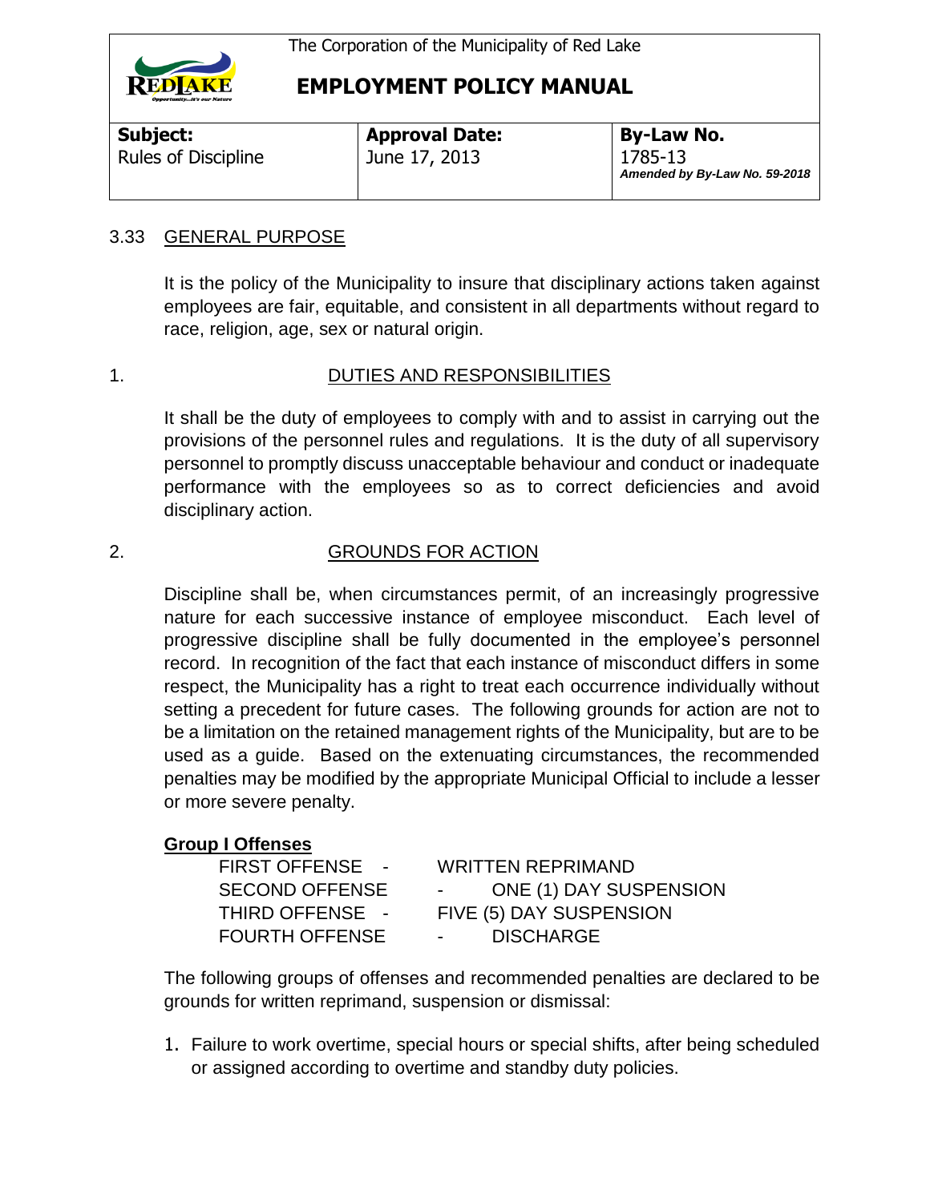The Corporation of the Municipality of Red Lake

# EMPLOYMENT POLICY MANUAL

| Subject: | Approval Date: | By-Law No. |
| --- | --- | --- |
| Rules of Discipline | June 17, 2013 | 1785-13 *Amended by By-Law No. 59-2018* |

## 3.33 GENERAL PURPOSE

It is the policy of the Municipality to insure that disciplinary actions taken against employees are fair, equitable, and consistent in all departments without regard to race, religion, age, sex or natural origin.

### 1. DUTIES AND RESPONSIBILITIES

It shall be the duty of employees to comply with and to assist in carrying out the provisions of the personnel rules and regulations. It is the duty of all supervisory personnel to promptly discuss unacceptable behaviour and conduct or inadequate performance with the employees so as to correct deficiencies and avoid disciplinary action.

### 2. GROUNDS FOR ACTION

Discipline shall be, when circumstances permit, of an increasingly progressive nature for each successive instance of employee misconduct. Each level of progressive discipline shall be fully documented in the employee's personnel record. In recognition of the fact that each instance of misconduct differs in some respect, the Municipality has a right to treat each occurrence individually without setting a precedent for future cases. The following grounds for action are not to be a limitation on the retained management rights of the Municipality, but are to be used as a guide. Based on the extenuating circumstances, the recommended penalties may be modified by the appropriate Municipal Official to include a lesser or more severe penalty.

**Group I Offenses**

FIRST OFFENSE - WRITTEN REPRIMAND
SECOND OFFENSE - ONE (1) DAY SUSPENSION
THIRD OFFENSE - FIVE (5) DAY SUSPENSION
FOURTH OFFENSE - DISCHARGE

The following groups of offenses and recommended penalties are declared to be grounds for written reprimand, suspension or dismissal:

1. Failure to work overtime, special hours or special shifts, after being scheduled or assigned according to overtime and standby duty policies.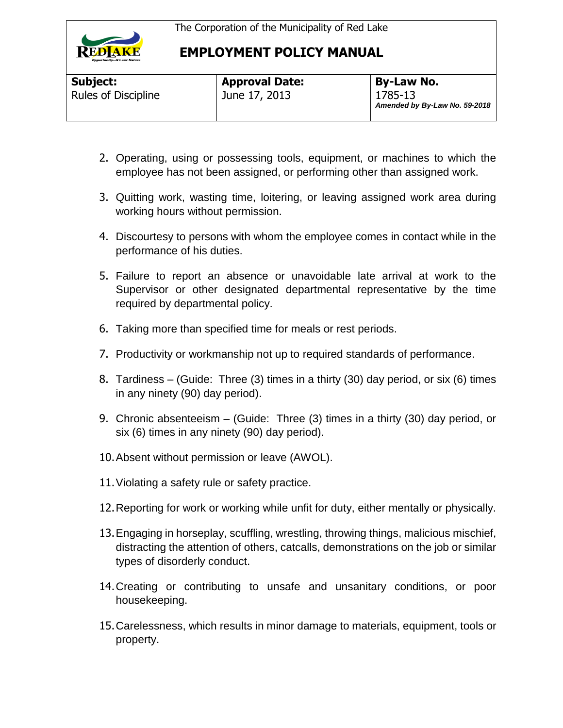2. Operating, using or possessing tools, equipment, or machines to which the employee has not been assigned, or performing other than assigned work.
3. Quitting work, wasting time, loitering, or leaving assigned work area during working hours without permission.
4. Discourtesy to persons with whom the employee comes in contact while in the performance of his duties.
5. Failure to report an absence or unavoidable late arrival at work to the Supervisor or other designated departmental representative by the time required by departmental policy.
6. Taking more than specified time for meals or rest periods.
7. Productivity or workmanship not up to required standards of performance.
8. Tardiness – (Guide: Three (3) times in a thirty (30) day period, or six (6) times in any ninety (90) day period).
9. Chronic absenteeism – (Guide: Three (3) times in a thirty (30) day period, or six (6) times in any ninety (90) day period).
10. Absent without permission or leave (AWOL).
11. Violating a safety rule or safety practice.
12. Reporting for work or working while unfit for duty, either mentally or physically.
13. Engaging in horseplay, scuffling, wrestling, throwing things, malicious mischief, distracting the attention of others, catcalls, demonstrations on the job or similar types of disorderly conduct.
14. Creating or contributing to unsafe and unsanitary conditions, or poor housekeeping.
15. Carelessness, which results in minor damage to materials, equipment, tools or property.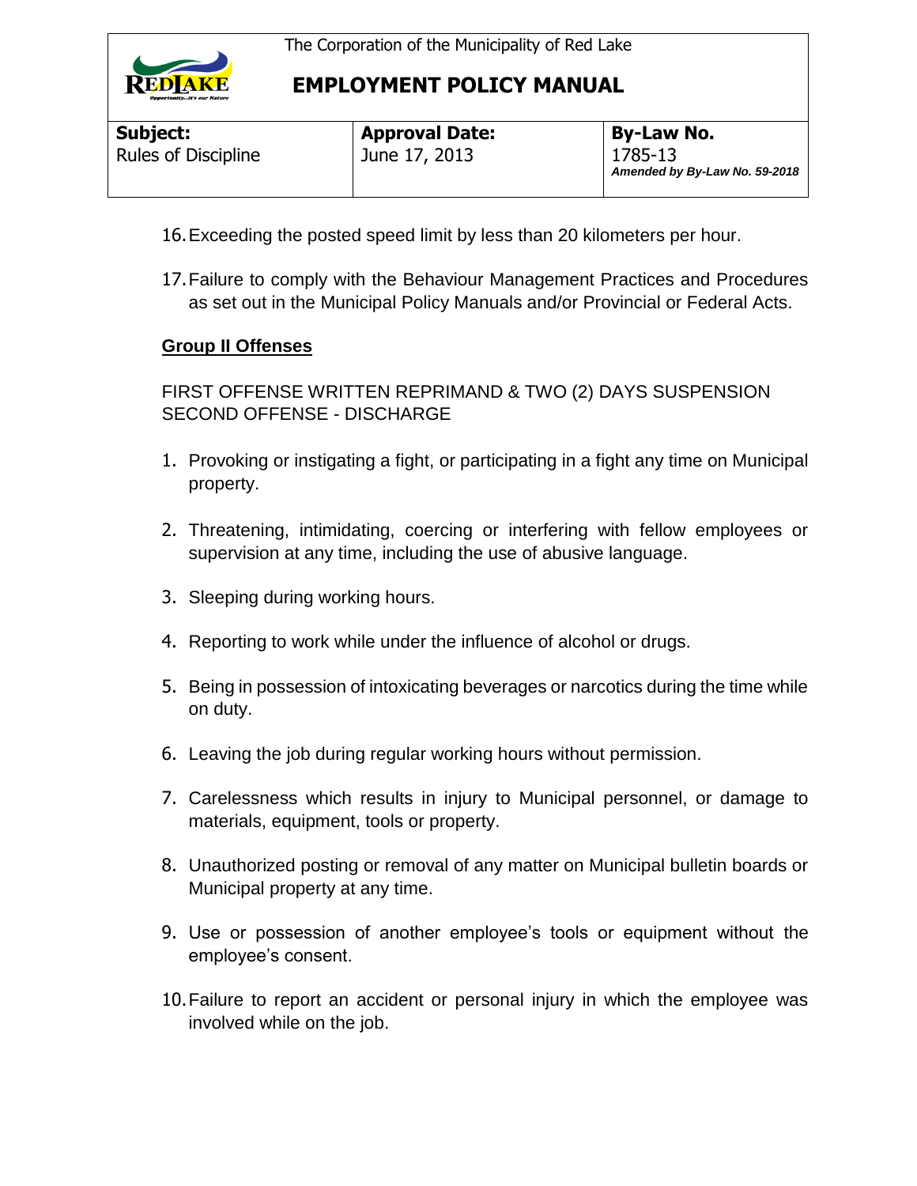16. Exceeding the posted speed limit by less than 20 kilometers per hour.

17. Failure to comply with the Behaviour Management Practices and Procedures as set out in the Municipal Policy Manuals and/or Provincial or Federal Acts.

**Group II Offenses**

FIRST OFFENSE WRITTEN REPRIMAND & TWO (2) DAYS SUSPENSION
SECOND OFFENSE - DISCHARGE

1. Provoking or instigating a fight, or participating in a fight any time on Municipal property.

2. Threatening, intimidating, coercing or interfering with fellow employees or supervision at any time, including the use of abusive language.

3. Sleeping during working hours.

4. Reporting to work while under the influence of alcohol or drugs.

5. Being in possession of intoxicating beverages or narcotics during the time while on duty.

6. Leaving the job during regular working hours without permission.

7. Carelessness which results in injury to Municipal personnel, or damage to materials, equipment, tools or property.

8. Unauthorized posting or removal of any matter on Municipal bulletin boards or Municipal property at any time.

9. Use or possession of another employee's tools or equipment without the employee's consent.

10. Failure to report an accident or personal injury in which the employee was involved while on the job.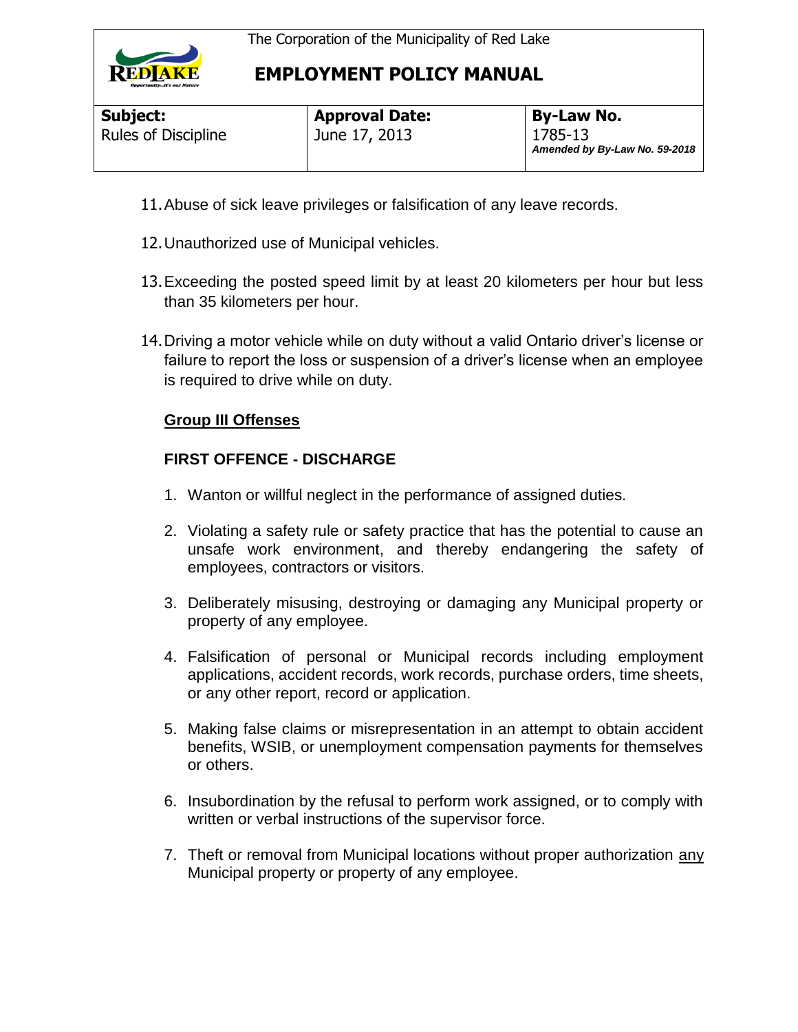11. Abuse of sick leave privileges or falsification of any leave records.

12. Unauthorized use of Municipal vehicles.

13. Exceeding the posted speed limit by at least 20 kilometers per hour but less than 35 kilometers per hour.

14. Driving a motor vehicle while on duty without a valid Ontario driver's license or failure to report the loss or suspension of a driver's license when an employee is required to drive while on duty.

## <u>Group III Offenses</u>

### FIRST OFFENCE - DISCHARGE

1. Wanton or willful neglect in the performance of assigned duties.

2. Violating a safety rule or safety practice that has the potential to cause an unsafe work environment, and thereby endangering the safety of employees, contractors or visitors.

3. Deliberately misusing, destroying or damaging any Municipal property or property of any employee.

4. Falsification of personal or Municipal records including employment applications, accident records, work records, purchase orders, time sheets, or any other report, record or application.

5. Making false claims or misrepresentation in an attempt to obtain accident benefits, WSIB, or unemployment compensation payments for themselves or others.

6. Insubordination by the refusal to perform work assigned, or to comply with written or verbal instructions of the supervisor force.

7. Theft or removal from Municipal locations without proper authorization <u>any</u> Municipal property or property of any employee.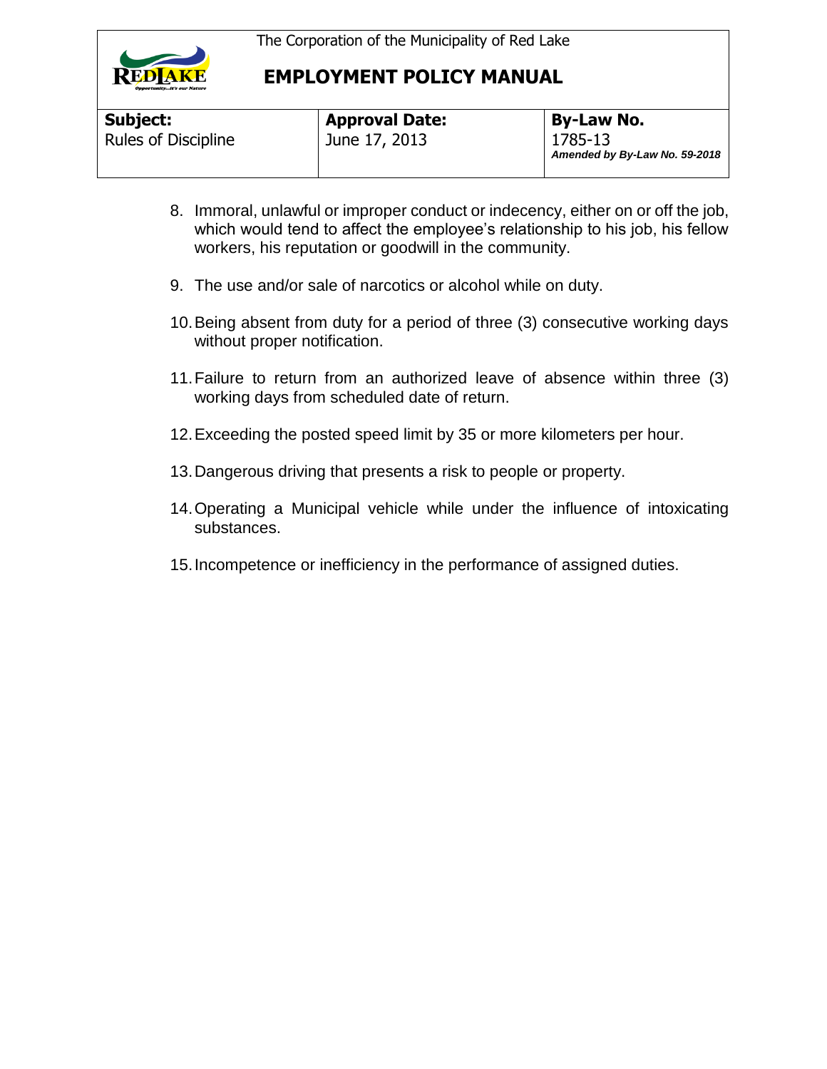8. Immoral, unlawful or improper conduct or indecency, either on or off the job, which would tend to affect the employee's relationship to his job, his fellow workers, his reputation or goodwill in the community.

9. The use and/or sale of narcotics or alcohol while on duty.

10. Being absent from duty for a period of three (3) consecutive working days without proper notification.

11. Failure to return from an authorized leave of absence within three (3) working days from scheduled date of return.

12. Exceeding the posted speed limit by 35 or more kilometers per hour.

13. Dangerous driving that presents a risk to people or property.

14. Operating a Municipal vehicle while under the influence of intoxicating substances.

15. Incompetence or inefficiency in the performance of assigned duties.